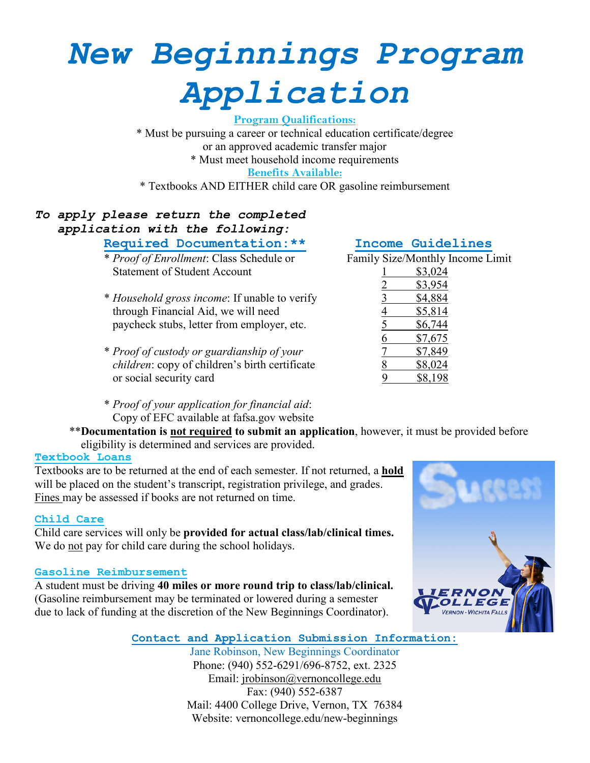# New Beginnings Program Application

**Program Qualifications:**

* Must be pursuing a career or technical education certificate/degree or an approved academic transfer major
* Must meet household income requirements

**Benefits Available:**

* Textbooks AND EITHER child care OR gasoline reimbursement

***To apply please return the completed application with the following:***

## Required Documentation:**

* *Proof of Enrollment*: Class Schedule or Statement of Student Account
* *Household gross income*: If unable to verify through Financial Aid, we will need paycheck stubs, letter from employer, etc.
* *Proof of custody or guardianship of your children*: copy of children's birth certificate or social security card
* *Proof of your application for financial aid*: Copy of EFC available at fafsa.gov website

**Documentation is not required to submit an application**, however, it must be provided before eligibility is determined and services are provided.

## Income Guidelines

| Family Size | Monthly Income Limit |
|---|---|
| 1 | $3,024 |
| 2 | $3,954 |
| 3 | $4,884 |
| 4 | $5,814 |
| 5 | $6,744 |
| 6 | $7,675 |
| 7 | $7,849 |
| 8 | $8,024 |
| 9 | $8,198 |

## Textbook Loans

Textbooks are to be returned at the end of each semester. If not returned, a **hold** will be placed on the student's transcript, registration privilege, and grades. Fines may be assessed if books are not returned on time.

## Child Care

Child care services will only be **provided for actual class/lab/clinical times.** We do not pay for child care during the school holidays.

## Gasoline Reimbursement

A student must be driving **40 miles or more round trip to class/lab/clinical.** (Gasoline reimbursement may be terminated or lowered during a semester due to lack of funding at the discretion of the New Beginnings Coordinator).

## Contact and Application Submission Information:

Jane Robinson, New Beginnings Coordinator
Phone: (940) 552-6291/696-8752, ext. 2325
Email: jrobinson@vernoncollege.edu
Fax: (940) 552-6387
Mail: 4400 College Drive, Vernon, TX 76384
Website: vernoncollege.edu/new-beginnings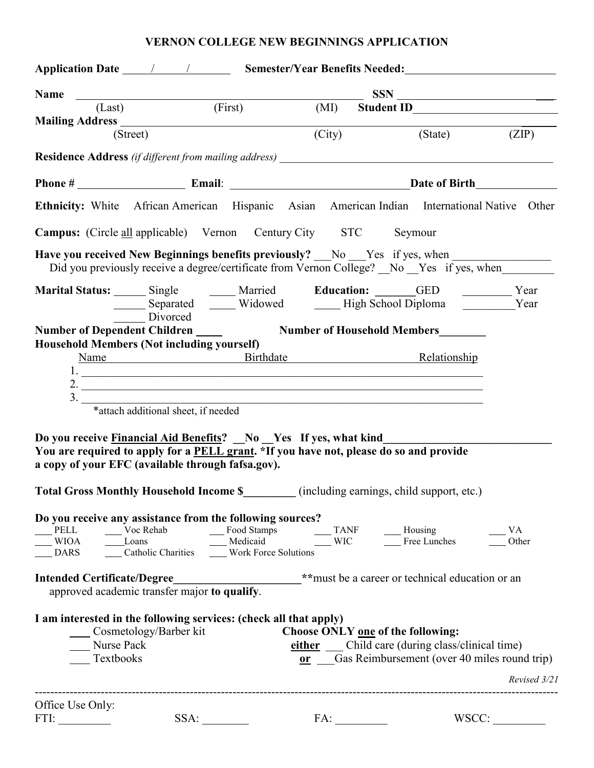# VERNON COLLEGE NEW BEGINNINGS APPLICATION

**Application Date** _____/_____/________ **Semester/Year Benefits Needed:**__________________________

**Name** ______________________________________________ **SSN** __________________________
(Last) (First) (MI) **Student ID**__________________________

**Mailing Address** ________________________________________________________________________
(Street) (City) (State) (ZIP)

**Residence Address** *(if different from mailing address)* ______________________________________________

**Phone #** ____________________ **Email**: ________________________________ **Date of Birth**______________

**Ethnicity:** White African American Hispanic Asian American Indian International Native Other

**Campus:** (Circle all applicable) Vernon Century City STC Seymour

**Have you received New Beginnings benefits previously?** ___No ___Yes if yes, when _________________
Did you previously receive a degree/certificate from Vernon College? __No __Yes if yes, when_________

**Marital Status:** ______ Single _____ Married **Education:** _______GED ________ Year
______ Separated _____ Widowed _____ High School Diploma _________Year
______ Divorced

**Number of Dependent Children** _____ **Number of Household Members**________

**Household Members (Not including yourself)**

| Name | Birthdate | Relationship |
|---|---|---|
| 1. | | |
| 2. | | |
| 3. | | |

*attach additional sheet, if needed

**Do you receive Financial Aid Benefits? __No __Yes If yes, what kind______________________________**
**You are required to apply for a PELL grant. *If you have not, please do so and provide a copy of your EFC (available through fafsa.gov).**

**Total Gross Monthly Household Income $_________** (including earnings, child support, etc.)

**Do you receive any assistance from the following sources?**

___ PELL ___ Voc Rehab ___ Food Stamps ___ TANF ___ Housing ___ VA
___ WIOA ___Loans ___ Medicaid ___ WIC ___ Free Lunches ___ Other
___ DARS ___ Catholic Charities ___ Work Force Solutions

**Intended Certificate/Degree______________________** ****must be a career or technical education or an approved academic transfer major **to qualify**.

**I am interested in the following services: (check all that apply)**

___ Cosmetology/Barber kit
___ Nurse Pack
___ Textbooks

**Choose ONLY one of the following:**
**either** ___ Child care (during class/clinical time)
**or** ___Gas Reimbursement (over 40 miles round trip)

*Revised 3/21*

---

Office Use Only:
FTI: _________ SSA: ________ FA: _________ WSCC: _________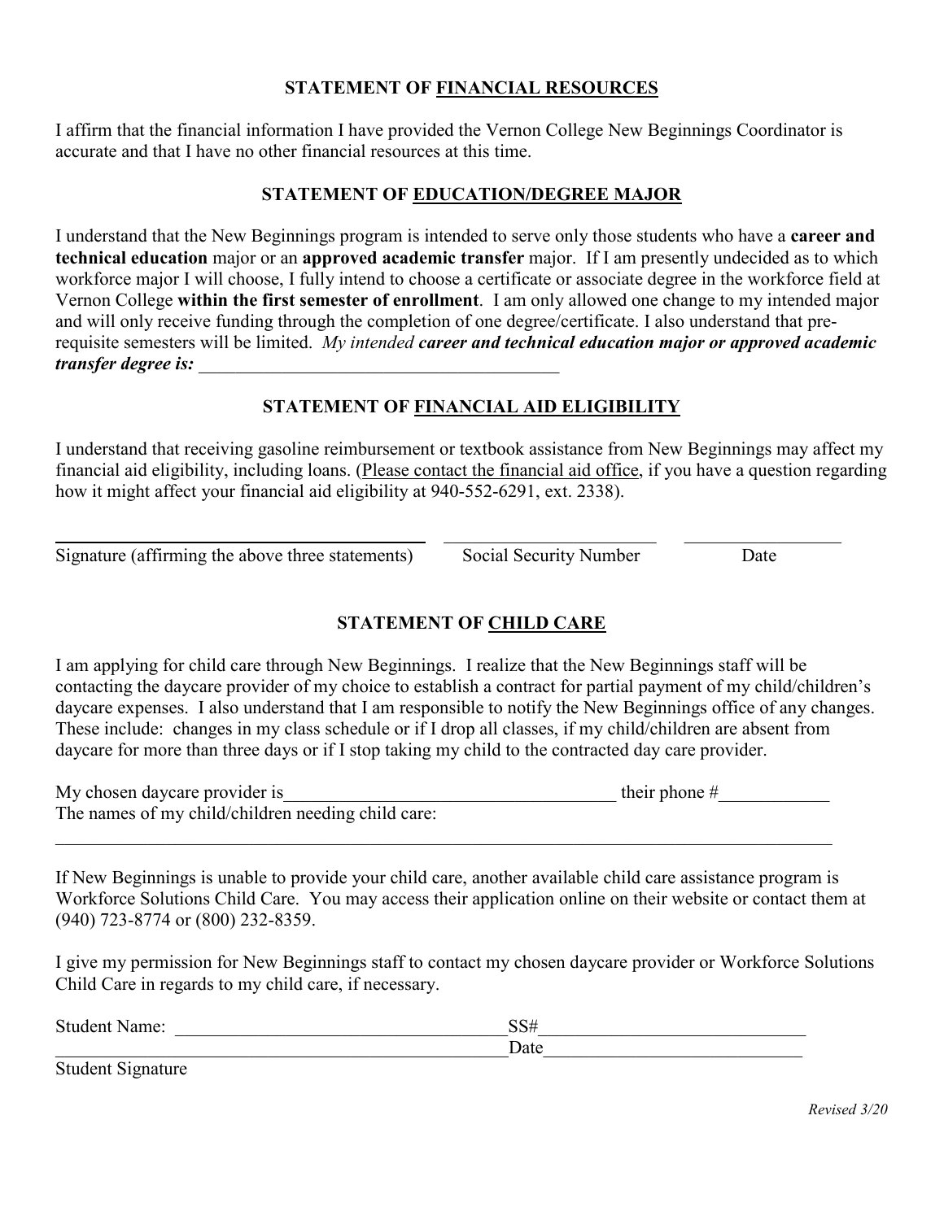## STATEMENT OF FINANCIAL RESOURCES

I affirm that the financial information I have provided the Vernon College New Beginnings Coordinator is accurate and that I have no other financial resources at this time.

## STATEMENT OF EDUCATION/DEGREE MAJOR

I understand that the New Beginnings program is intended to serve only those students who have a **career and technical education** major or an **approved academic transfer** major. If I am presently undecided as to which workforce major I will choose, I fully intend to choose a certificate or associate degree in the workforce field at Vernon College **within the first semester of enrollment**. I am only allowed one change to my intended major and will only receive funding through the completion of one degree/certificate. I also understand that pre-requisite semesters will be limited. *My intended* ***career and technical education major or approved academic transfer degree is:*** _______________________________________

## STATEMENT OF FINANCIAL AID ELIGIBILITY

I understand that receiving gasoline reimbursement or textbook assistance from New Beginnings may affect my financial aid eligibility, including loans. (Please contact the financial aid office, if you have a question regarding how it might affect your financial aid eligibility at 940-552-6291, ext. 2338).

_______________________________________ _______________________ _________________

Signature (affirming the above three statements) Social Security Number Date

## STATEMENT OF CHILD CARE

I am applying for child care through New Beginnings. I realize that the New Beginnings staff will be contacting the daycare provider of my choice to establish a contract for partial payment of my child/children's daycare expenses. I also understand that I am responsible to notify the New Beginnings office of any changes. These include: changes in my class schedule or if I drop all classes, if my child/children are absent from daycare for more than three days or if I stop taking my child to the contracted day care provider.

My chosen daycare provider is____________________________________ their phone #____________

The names of my child/children needing child care:

_____________________________________________________________________________________

If New Beginnings is unable to provide your child care, another available child care assistance program is Workforce Solutions Child Care. You may access their application online on their website or contact them at (940) 723-8774 or (800) 232-8359.

I give my permission for New Beginnings staff to contact my chosen daycare provider or Workforce Solutions Child Care in regards to my child care, if necessary.

Student Name: ___________________________________ SS#____________________________

_____________________________________________________Date___________________________

Student Signature

*Revised 3/20*